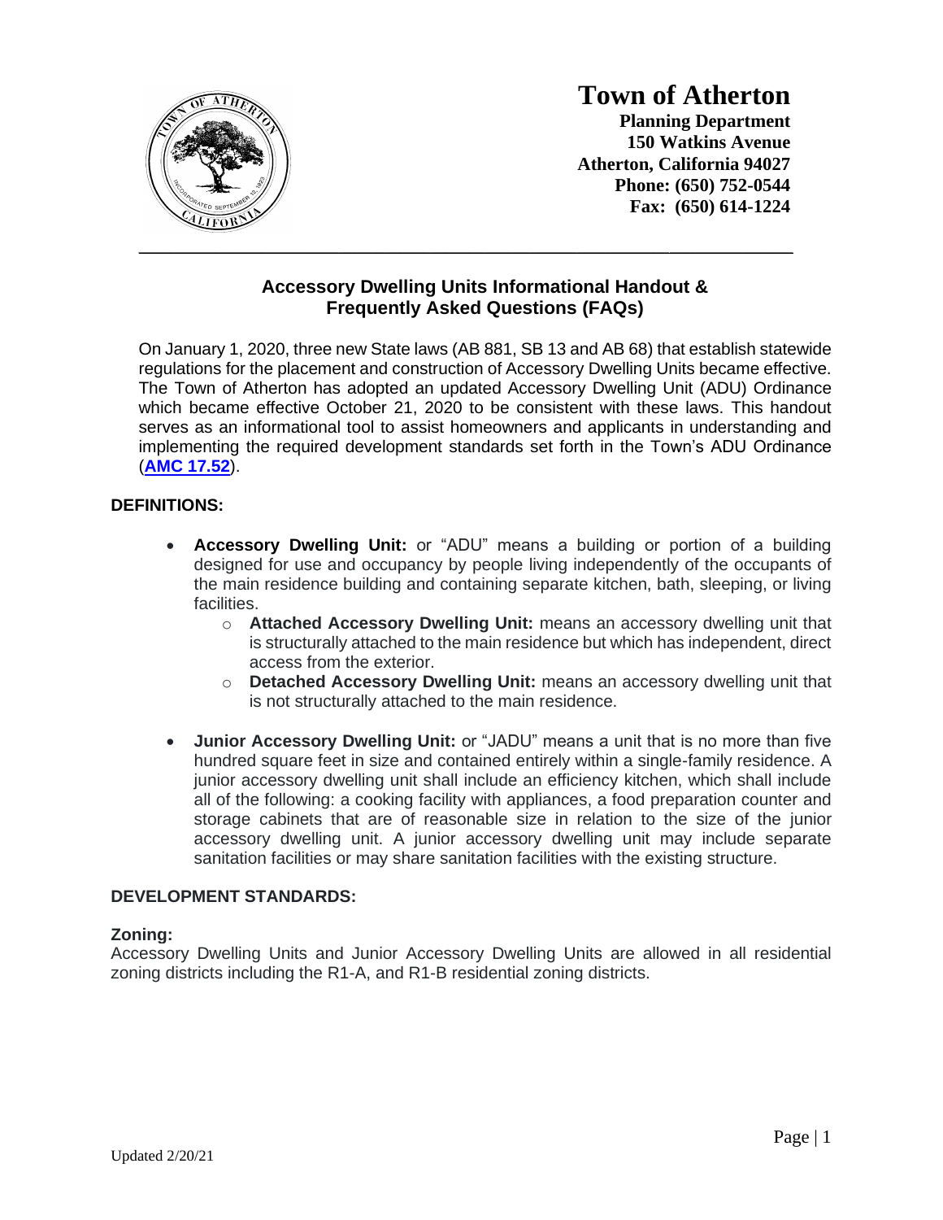# Town of Atherton

**Planning Department**
**150 Watkins Avenue**
**Atherton, California 94027**
**Phone: (650) 752-0544**
**Fax: (650) 614-1224**

---

## Accessory Dwelling Units Informational Handout & Frequently Asked Questions (FAQs)

On January 1, 2020, three new State laws (AB 881, SB 13 and AB 68) that establish statewide regulations for the placement and construction of Accessory Dwelling Units became effective. The Town of Atherton has adopted an updated Accessory Dwelling Unit (ADU) Ordinance which became effective October 21, 2020 to be consistent with these laws. This handout serves as an informational tool to assist homeowners and applicants in understanding and implementing the required development standards set forth in the Town's ADU Ordinance (**AMC 17.52**).

### DEFINITIONS:

- **Accessory Dwelling Unit:** or "ADU" means a building or portion of a building designed for use and occupancy by people living independently of the occupants of the main residence building and containing separate kitchen, bath, sleeping, or living facilities.
  - **Attached Accessory Dwelling Unit:** means an accessory dwelling unit that is structurally attached to the main residence but which has independent, direct access from the exterior.
  - **Detached Accessory Dwelling Unit:** means an accessory dwelling unit that is not structurally attached to the main residence.
- **Junior Accessory Dwelling Unit:** or "JADU" means a unit that is no more than five hundred square feet in size and contained entirely within a single-family residence. A junior accessory dwelling unit shall include an efficiency kitchen, which shall include all of the following: a cooking facility with appliances, a food preparation counter and storage cabinets that are of reasonable size in relation to the size of the junior accessory dwelling unit. A junior accessory dwelling unit may include separate sanitation facilities or may share sanitation facilities with the existing structure.

### DEVELOPMENT STANDARDS:

#### Zoning:

Accessory Dwelling Units and Junior Accessory Dwelling Units are allowed in all residential zoning districts including the R1-A, and R1-B residential zoning districts.

Updated 2/20/21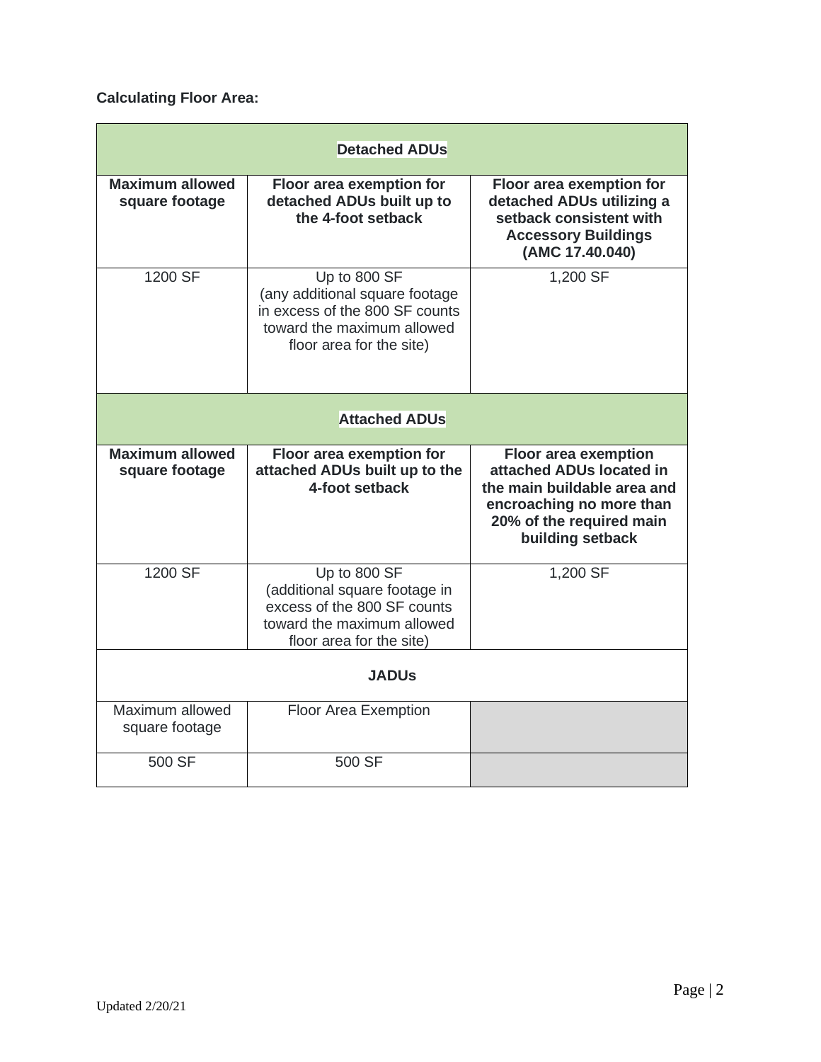**Calculating Floor Area:**

| **Detached ADUs** | | |
|---|---|---|
| **Maximum allowed square footage** | **Floor area exemption for detached ADUs built up to the 4-foot setback** | **Floor area exemption for detached ADUs utilizing a setback consistent with Accessory Buildings (AMC 17.40.040)** |
| 1200 SF | Up to 800 SF (any additional square footage in excess of the 800 SF counts toward the maximum allowed floor area for the site) | 1,200 SF |
| **Attached ADUs** | | |
| **Maximum allowed square footage** | **Floor area exemption for attached ADUs built up to the 4-foot setback** | **Floor area exemption attached ADUs located in the main buildable area and encroaching no more than 20% of the required main building setback** |
| 1200 SF | Up to 800 SF (additional square footage in excess of the 800 SF counts toward the maximum allowed floor area for the site) | 1,200 SF |
| **JADUs** | | |
| Maximum allowed square footage | Floor Area Exemption | |
| 500 SF | 500 SF | |

Updated 2/20/21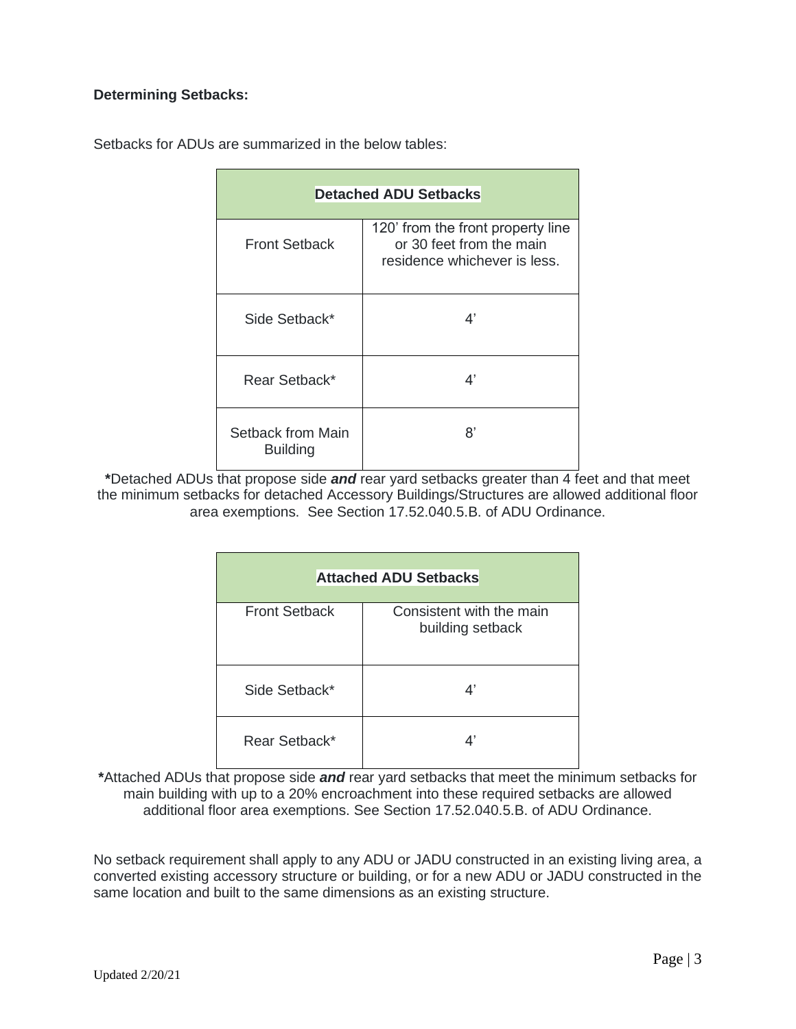**Determining Setbacks:**

Setbacks for ADUs are summarized in the below tables:

| Detached ADU Setbacks | |
|---|---|
| Front Setback | 120' from the front property line or 30 feet from the main residence whichever is less. |
| Side Setback* | 4' |
| Rear Setback* | 4' |
| Setback from Main Building | 8' |

**\***Detached ADUs that propose side ***and*** rear yard setbacks greater than 4 feet and that meet the minimum setbacks for detached Accessory Buildings/Structures are allowed additional floor area exemptions. See Section 17.52.040.5.B. of ADU Ordinance.

| Attached ADU Setbacks | |
|---|---|
| Front Setback | Consistent with the main building setback |
| Side Setback* | 4' |
| Rear Setback* | 4' |

**\***Attached ADUs that propose side ***and*** rear yard setbacks that meet the minimum setbacks for main building with up to a 20% encroachment into these required setbacks are allowed additional floor area exemptions. See Section 17.52.040.5.B. of ADU Ordinance.

No setback requirement shall apply to any ADU or JADU constructed in an existing living area, a converted existing accessory structure or building, or for a new ADU or JADU constructed in the same location and built to the same dimensions as an existing structure.

Updated 2/20/21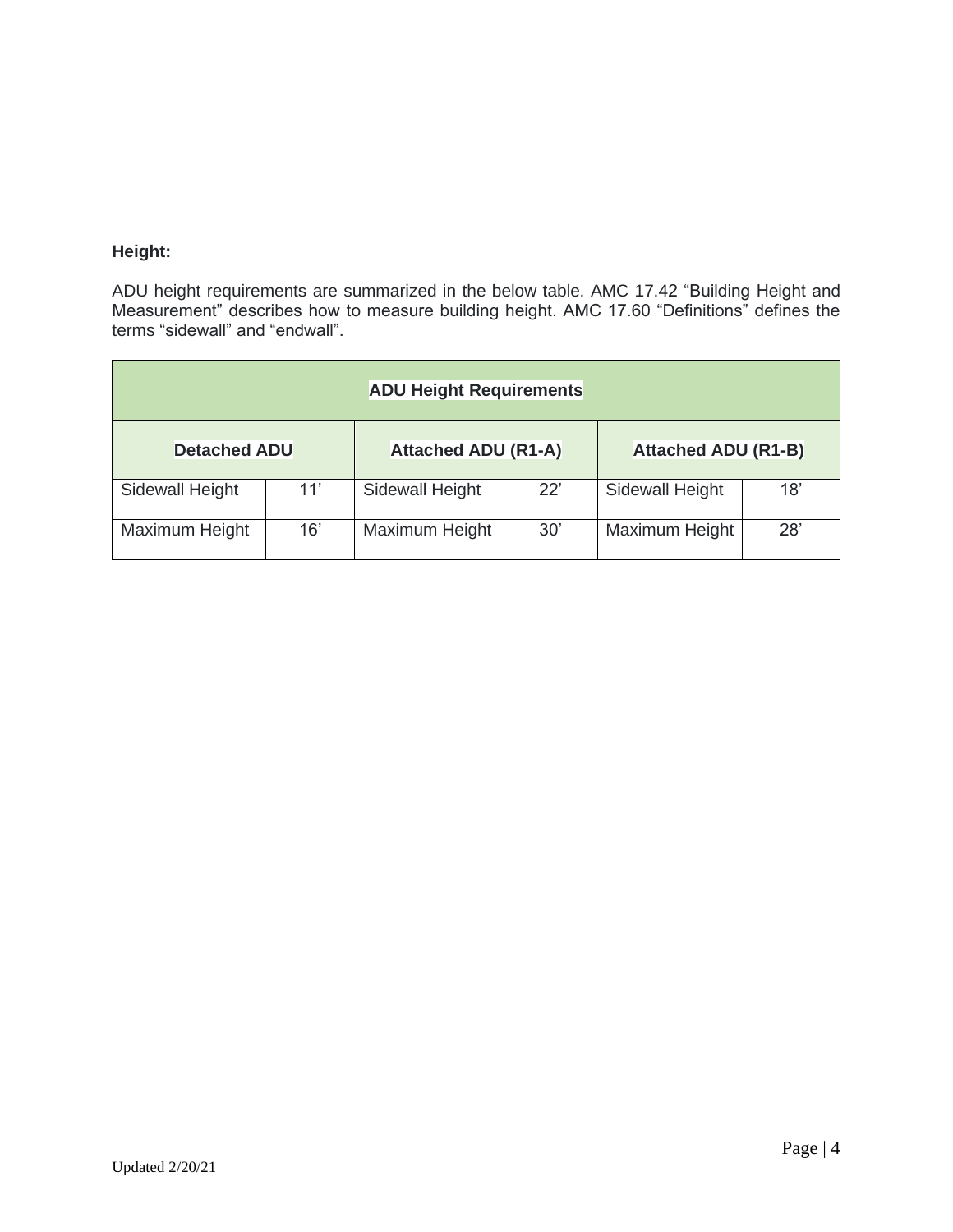**Height:**

ADU height requirements are summarized in the below table. AMC 17.42 “Building Height and Measurement” describes how to measure building height. AMC 17.60 “Definitions” defines the terms “sidewall” and “endwall”.

| ADU Height Requirements | | | | | |
|---|---|---|---|---|---|
| **Detached ADU** | | **Attached ADU (R1-A)** | | **Attached ADU (R1-B)** | |
| Sidewall Height | 11’ | Sidewall Height | 22’ | Sidewall Height | 18’ |
| Maximum Height | 16’ | Maximum Height | 30’ | Maximum Height | 28’ |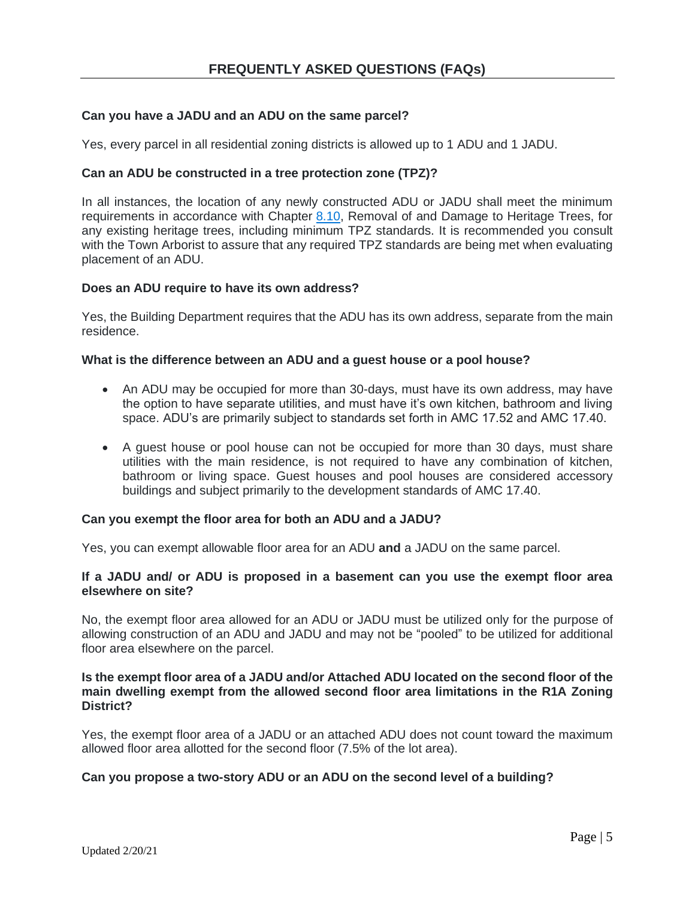## FREQUENTLY ASKED QUESTIONS (FAQs)

**Can you have a JADU and an ADU on the same parcel?**

Yes, every parcel in all residential zoning districts is allowed up to 1 ADU and 1 JADU.

**Can an ADU be constructed in a tree protection zone (TPZ)?**

In all instances, the location of any newly constructed ADU or JADU shall meet the minimum requirements in accordance with Chapter 8.10, Removal of and Damage to Heritage Trees, for any existing heritage trees, including minimum TPZ standards. It is recommended you consult with the Town Arborist to assure that any required TPZ standards are being met when evaluating placement of an ADU.

**Does an ADU require to have its own address?**

Yes, the Building Department requires that the ADU has its own address, separate from the main residence.

**What is the difference between an ADU and a guest house or a pool house?**

- An ADU may be occupied for more than 30-days, must have its own address, may have the option to have separate utilities, and must have it's own kitchen, bathroom and living space. ADU's are primarily subject to standards set forth in AMC 17.52 and AMC 17.40.
- A guest house or pool house can not be occupied for more than 30 days, must share utilities with the main residence, is not required to have any combination of kitchen, bathroom or living space. Guest houses and pool houses are considered accessory buildings and subject primarily to the development standards of AMC 17.40.

**Can you exempt the floor area for both an ADU and a JADU?**

Yes, you can exempt allowable floor area for an ADU **and** a JADU on the same parcel.

**If a JADU and/ or ADU is proposed in a basement can you use the exempt floor area elsewhere on site?**

No, the exempt floor area allowed for an ADU or JADU must be utilized only for the purpose of allowing construction of an ADU and JADU and may not be "pooled" to be utilized for additional floor area elsewhere on the parcel.

**Is the exempt floor area of a JADU and/or Attached ADU located on the second floor of the main dwelling exempt from the allowed second floor area limitations in the R1A Zoning District?**

Yes, the exempt floor area of a JADU or an attached ADU does not count toward the maximum allowed floor area allotted for the second floor (7.5% of the lot area).

**Can you propose a two-story ADU or an ADU on the second level of a building?**

Updated 2/20/21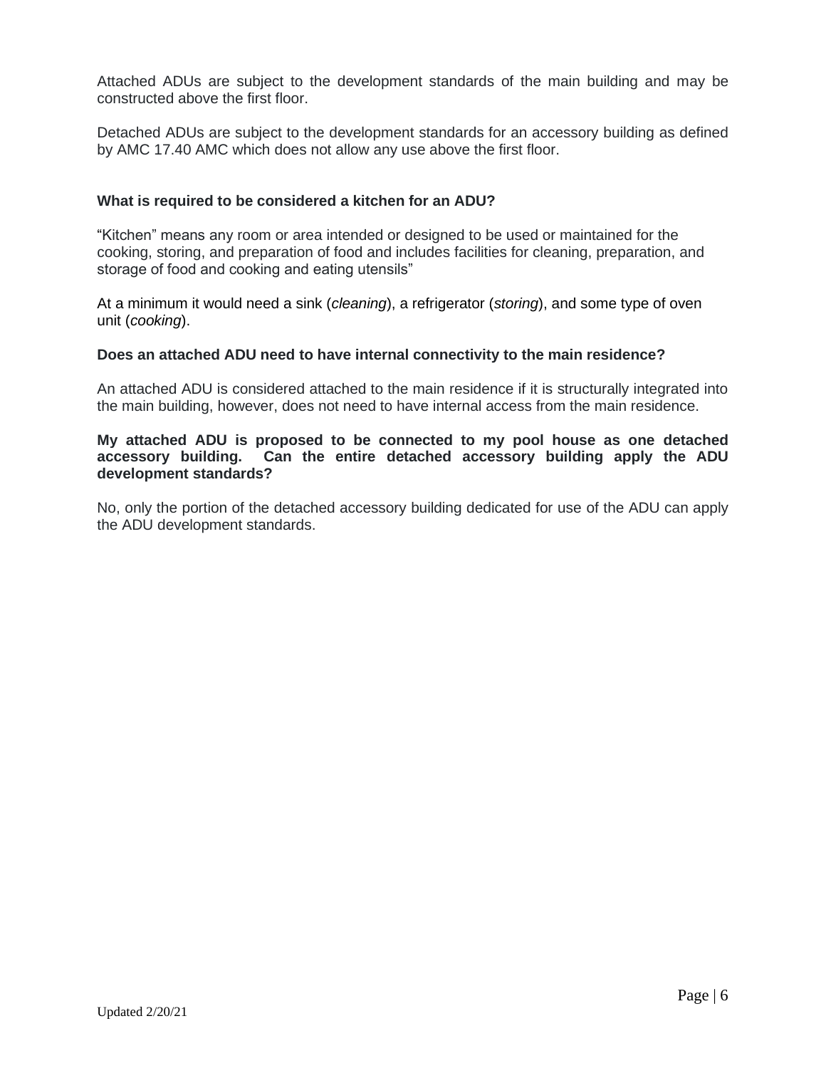Attached ADUs are subject to the development standards of the main building and may be constructed above the first floor.

Detached ADUs are subject to the development standards for an accessory building as defined by AMC 17.40 AMC which does not allow any use above the first floor.

**What is required to be considered a kitchen for an ADU?**

"Kitchen" means any room or area intended or designed to be used or maintained for the cooking, storing, and preparation of food and includes facilities for cleaning, preparation, and storage of food and cooking and eating utensils"

At a minimum it would need a sink (*cleaning*), a refrigerator (*storing*), and some type of oven unit (*cooking*).

**Does an attached ADU need to have internal connectivity to the main residence?**

An attached ADU is considered attached to the main residence if it is structurally integrated into the main building, however, does not need to have internal access from the main residence.

**My attached ADU is proposed to be connected to my pool house as one detached accessory building. Can the entire detached accessory building apply the ADU development standards?**

No, only the portion of the detached accessory building dedicated for use of the ADU can apply the ADU development standards.

Updated 2/20/21